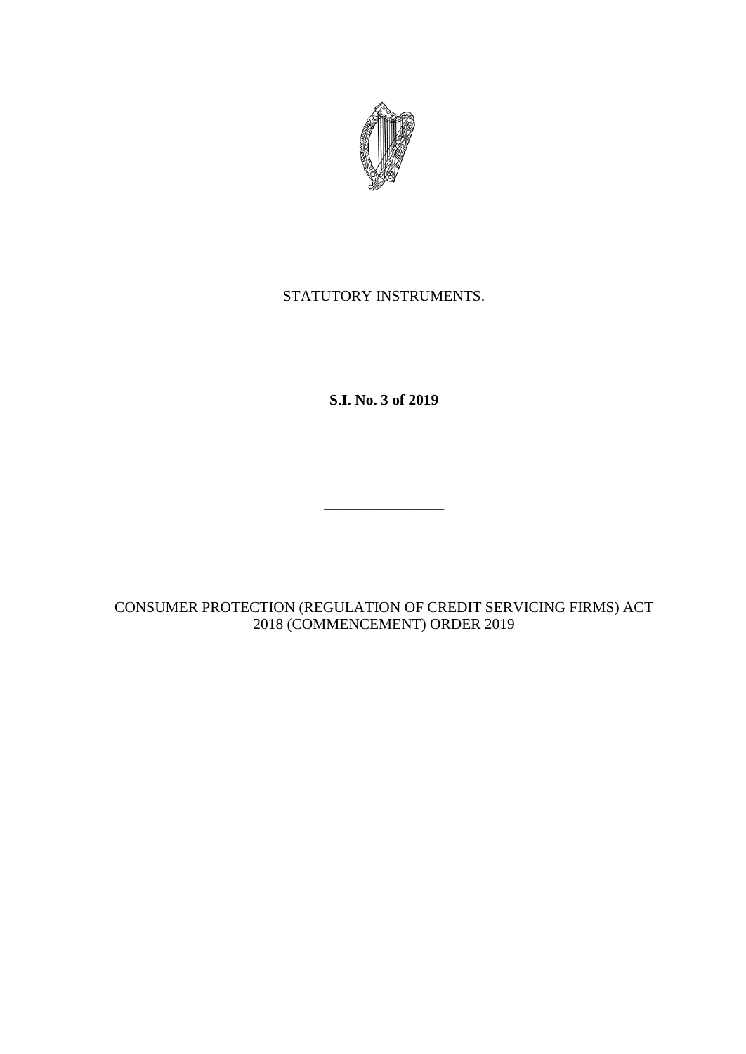STATUTORY INSTRUMENTS.

**S.I. No. 3 of 2019**

---

CONSUMER PROTECTION (REGULATION OF CREDIT SERVICING FIRMS) ACT 2018 (COMMENCEMENT) ORDER 2019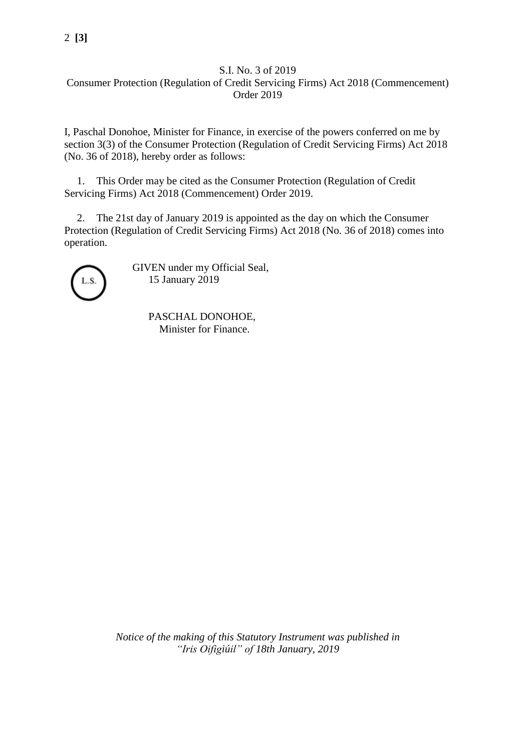S.I. No. 3 of 2019

Consumer Protection (Regulation of Credit Servicing Firms) Act 2018 (Commencement) Order 2019

I, Paschal Donohoe, Minister for Finance, in exercise of the powers conferred on me by section 3(3) of the Consumer Protection (Regulation of Credit Servicing Firms) Act 2018 (No. 36 of 2018), hereby order as follows:

1. This Order may be cited as the Consumer Protection (Regulation of Credit Servicing Firms) Act 2018 (Commencement) Order 2019.

2. The 21st day of January 2019 is appointed as the day on which the Consumer Protection (Regulation of Credit Servicing Firms) Act 2018 (No. 36 of 2018) comes into operation.

L.S.

GIVEN under my Official Seal,
15 January 2019

PASCHAL DONOHOE,
Minister for Finance.

*Notice of the making of this Statutory Instrument was published in “Iris Oifigiúil” of 18th January, 2019*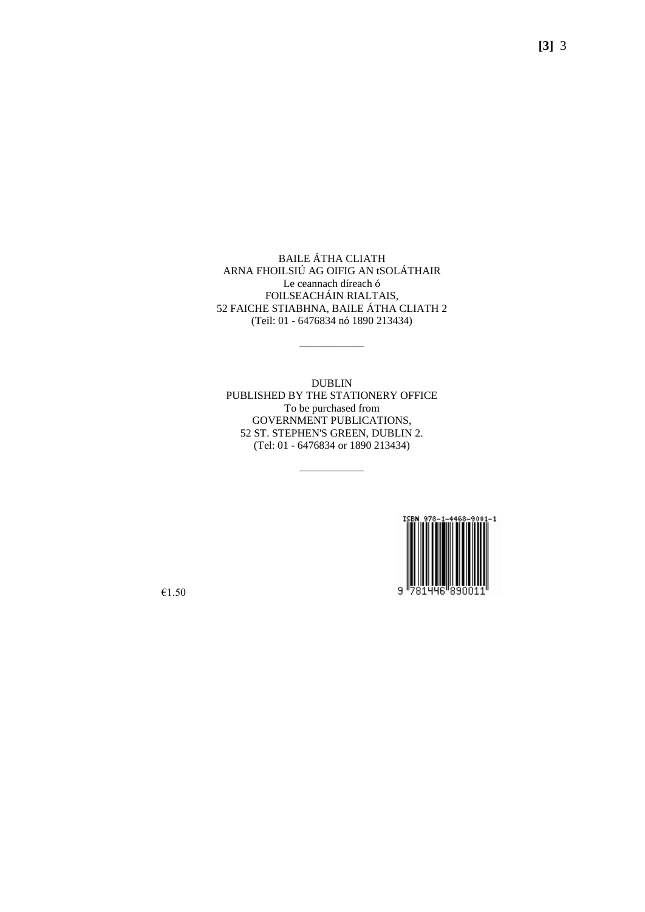BAILE ÁTHA CLIATH
ARNA FHOILSIÚ AG OIFIG AN tSOLÁTHAIR
Le ceannach díreach ó
FOILSEACHÁIN RIALTAIS,
52 FAICHE STIABHNA, BAILE ÁTHA CLIATH 2
(Teil: 01 - 6476834 nó 1890 213434)

---

DUBLIN
PUBLISHED BY THE STATIONERY OFFICE
To be purchased from
GOVERNMENT PUBLICATIONS,
52 ST. STEPHEN'S GREEN, DUBLIN 2.
(Tel: 01 - 6476834 or 1890 213434)

---

ISBN 978-1-4468-9001-1

9 781446 890011

€1.50